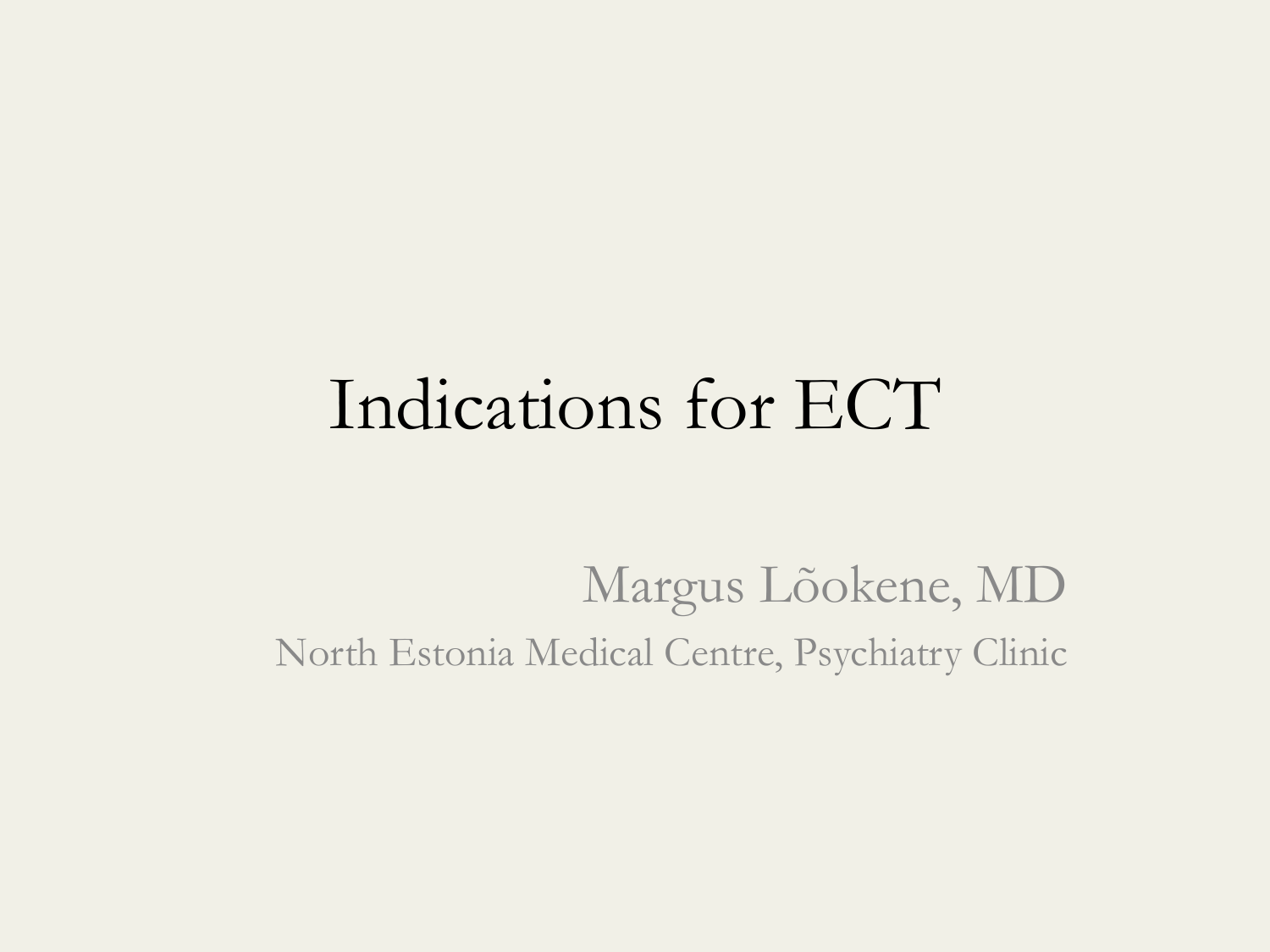# Indications for ECT

Margus Lõokene, MD

North Estonia Medical Centre, Psychiatry Clinic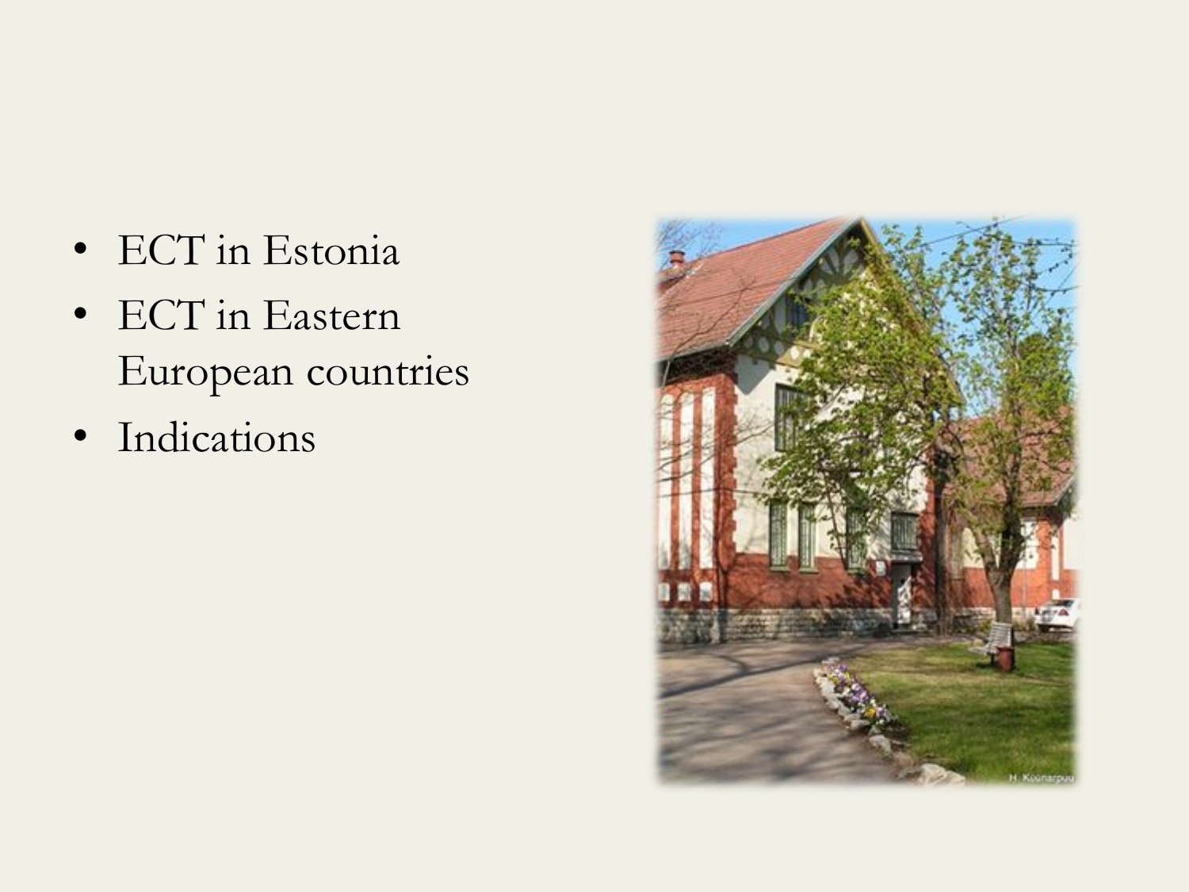- ECT in Estonia
- ECT in Eastern European countries
- Indications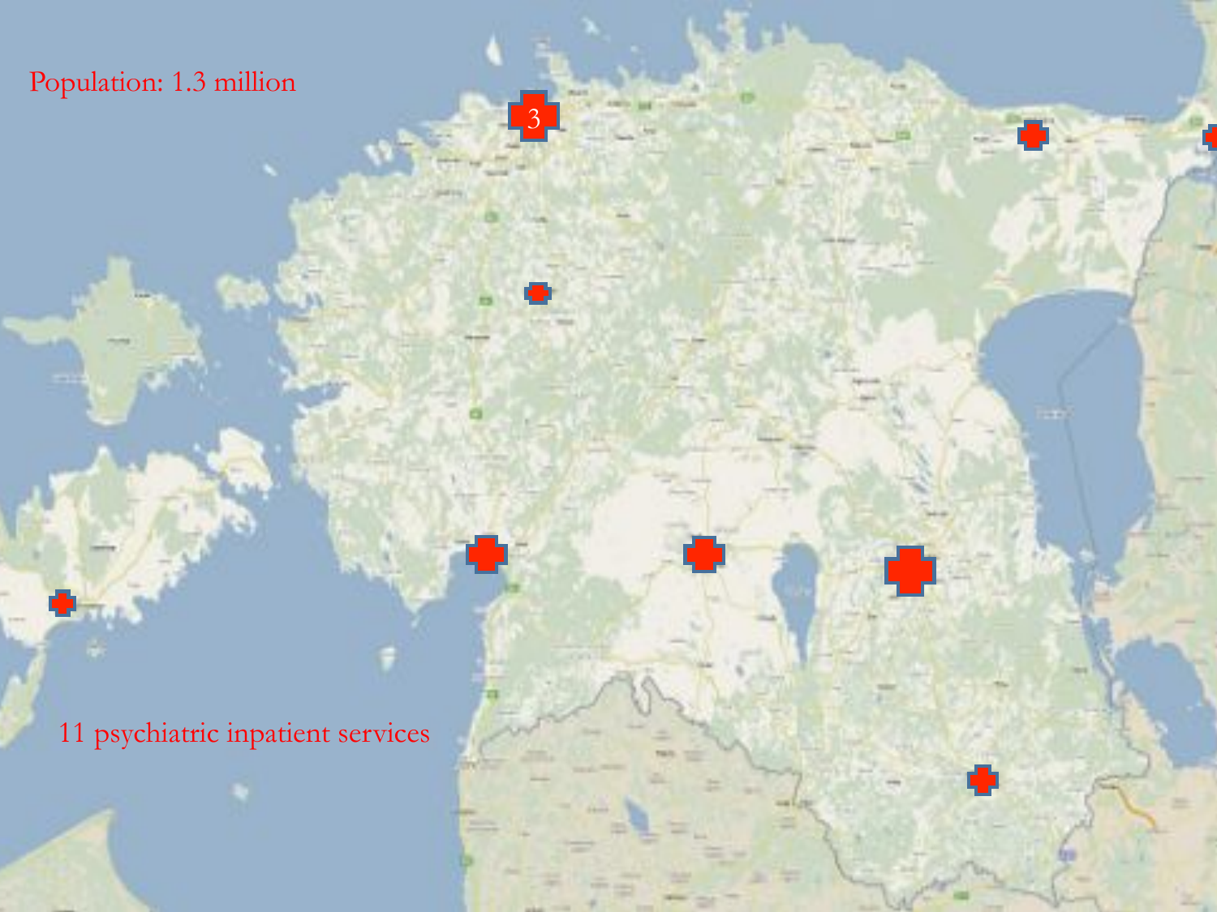Population: 1.3 million

11 psychiatric inpatient services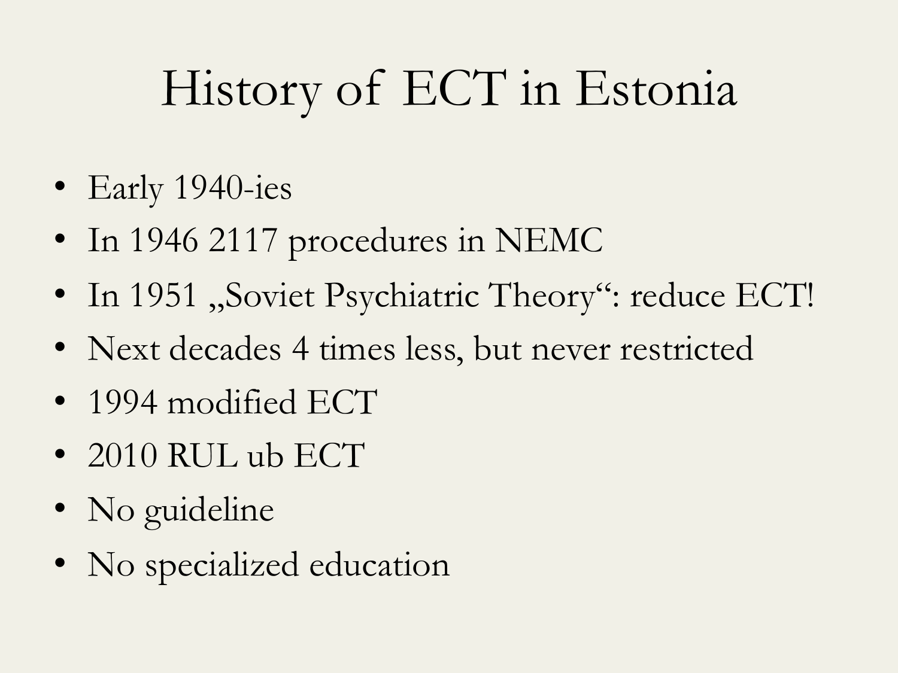# History of ECT in Estonia

- Early 1940-ies
- In 1946 2117 procedures in NEMC
- In 1951 „Soviet Psychiatric Theory“: reduce ECT!
- Next decades 4 times less, but never restricted
- 1994 modified ECT
- 2010 RUL ub ECT
- No guideline
- No specialized education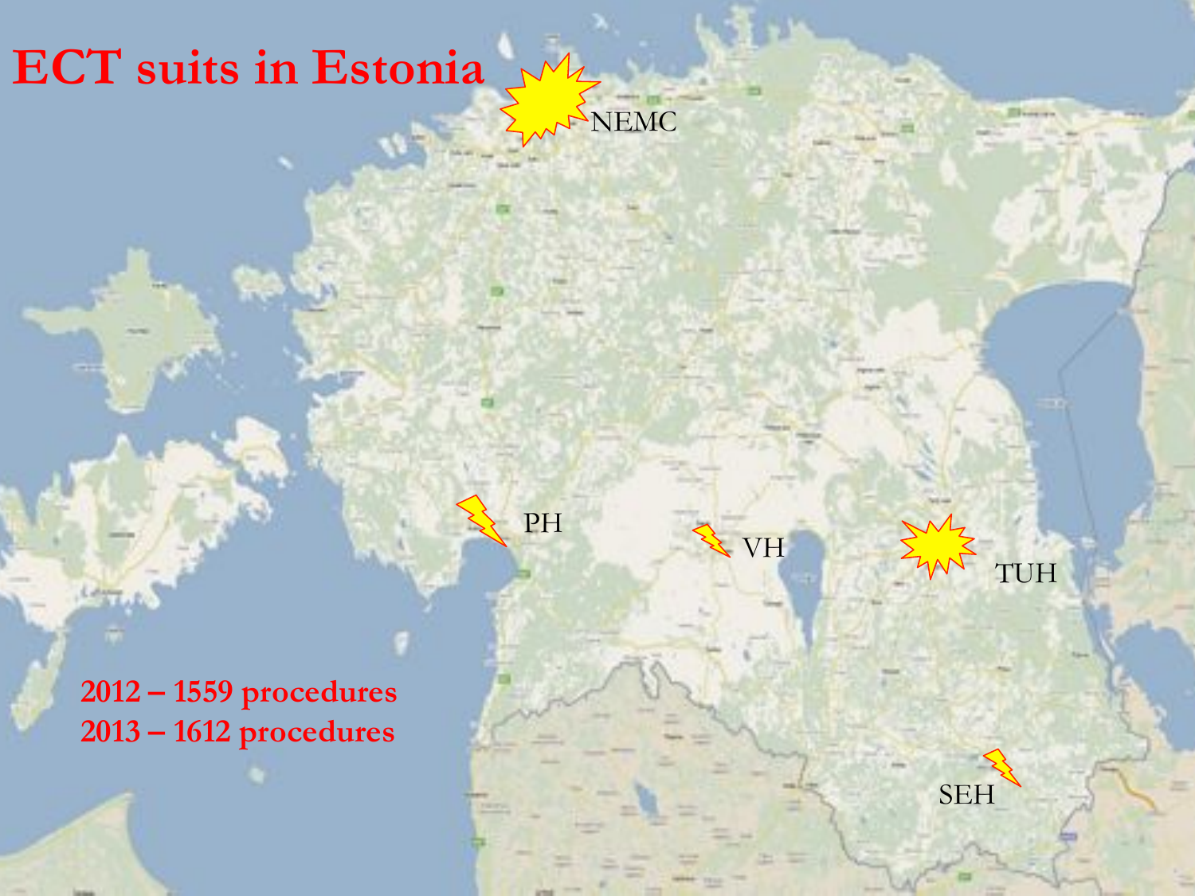# ECT suits in Estonia

NEMC

PH

VH

TUH

SEH

2012 – 1559 procedures
2013 – 1612 procedures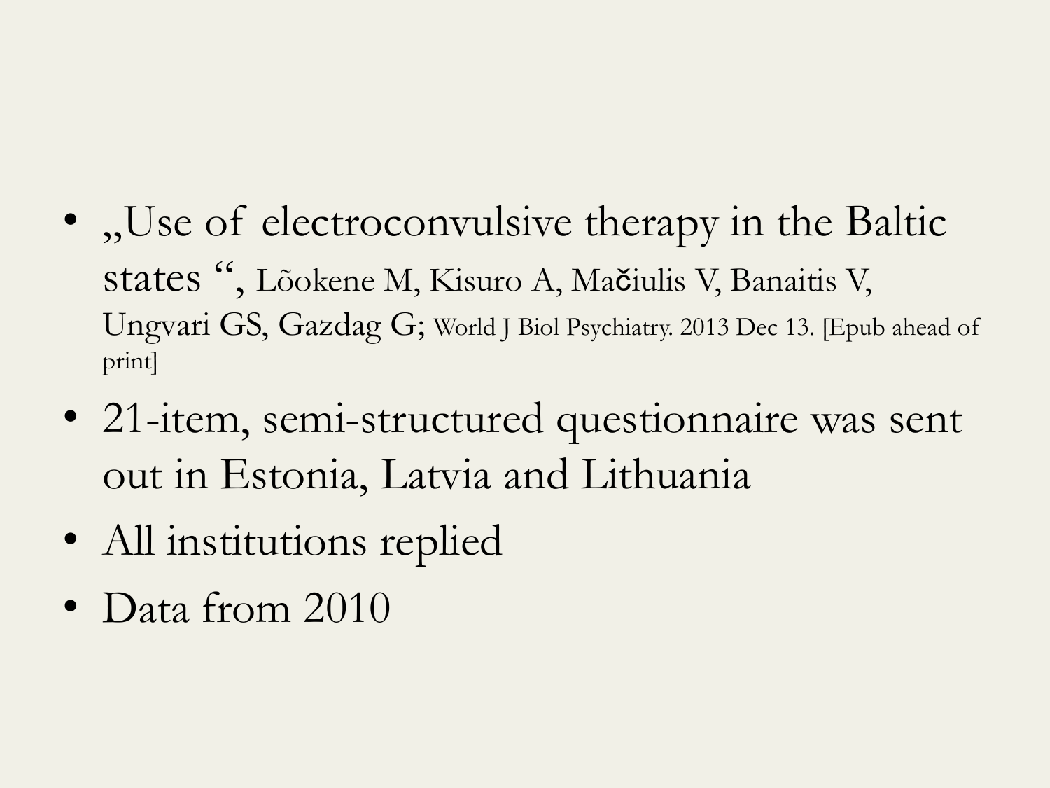- „Use of electroconvulsive therapy in the Baltic states “, Lõokene M, Kisuro A, Mačiulis V, Banaitis V, Ungvari GS, Gazdag G; World J Biol Psychiatry. 2013 Dec 13. [Epub ahead of print]
- 21-item, semi-structured questionnaire was sent out in Estonia, Latvia and Lithuania
- All institutions replied
- Data from 2010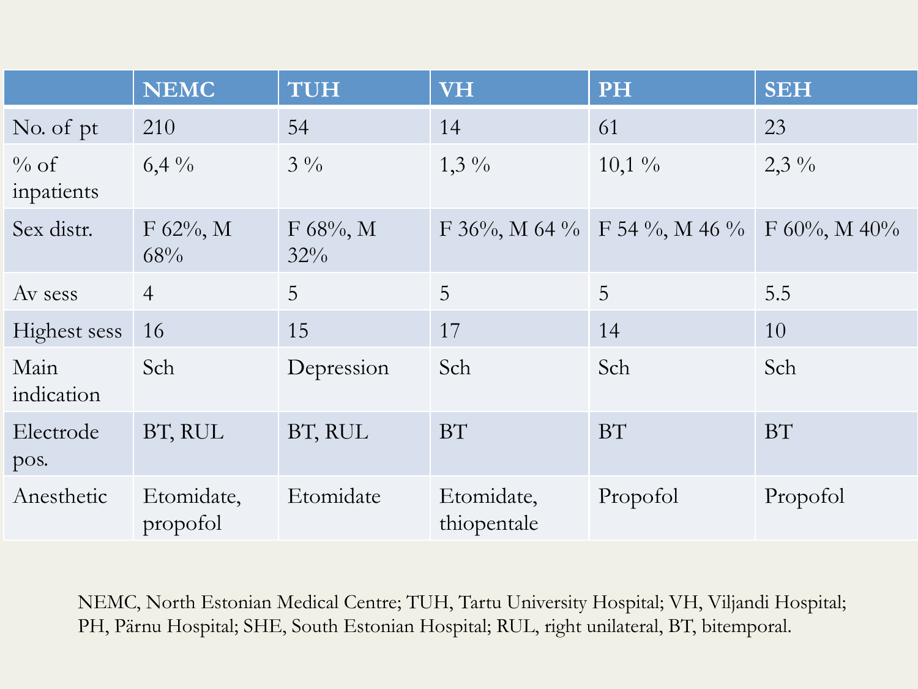| | NEMC | TUH | VH | PH | SEH |
|---|---|---|---|---|---|
| No. of pt | 210 | 54 | 14 | 61 | 23 |
| % of inpatients | 6,4 % | 3 % | 1,3 % | 10,1 % | 2,3 % |
| Sex distr. | F 62%, M 68% | F 68%, M 32% | F 36%, M 64 % | F 54 %, M 46 % | F 60%, M 40% |
| Av sess | 4 | 5 | 5 | 5 | 5.5 |
| Highest sess | 16 | 15 | 17 | 14 | 10 |
| Main indication | Sch | Depression | Sch | Sch | Sch |
| Electrode pos. | BT, RUL | BT, RUL | BT | BT | BT |
| Anesthetic | Etomidate, propofol | Etomidate | Etomidate, thiopentale | Propofol | Propofol |

NEMC, North Estonian Medical Centre; TUH, Tartu University Hospital; VH, Viljandi Hospital; PH, Pärnu Hospital; SHE, South Estonian Hospital; RUL, right unilateral, BT, bitemporal.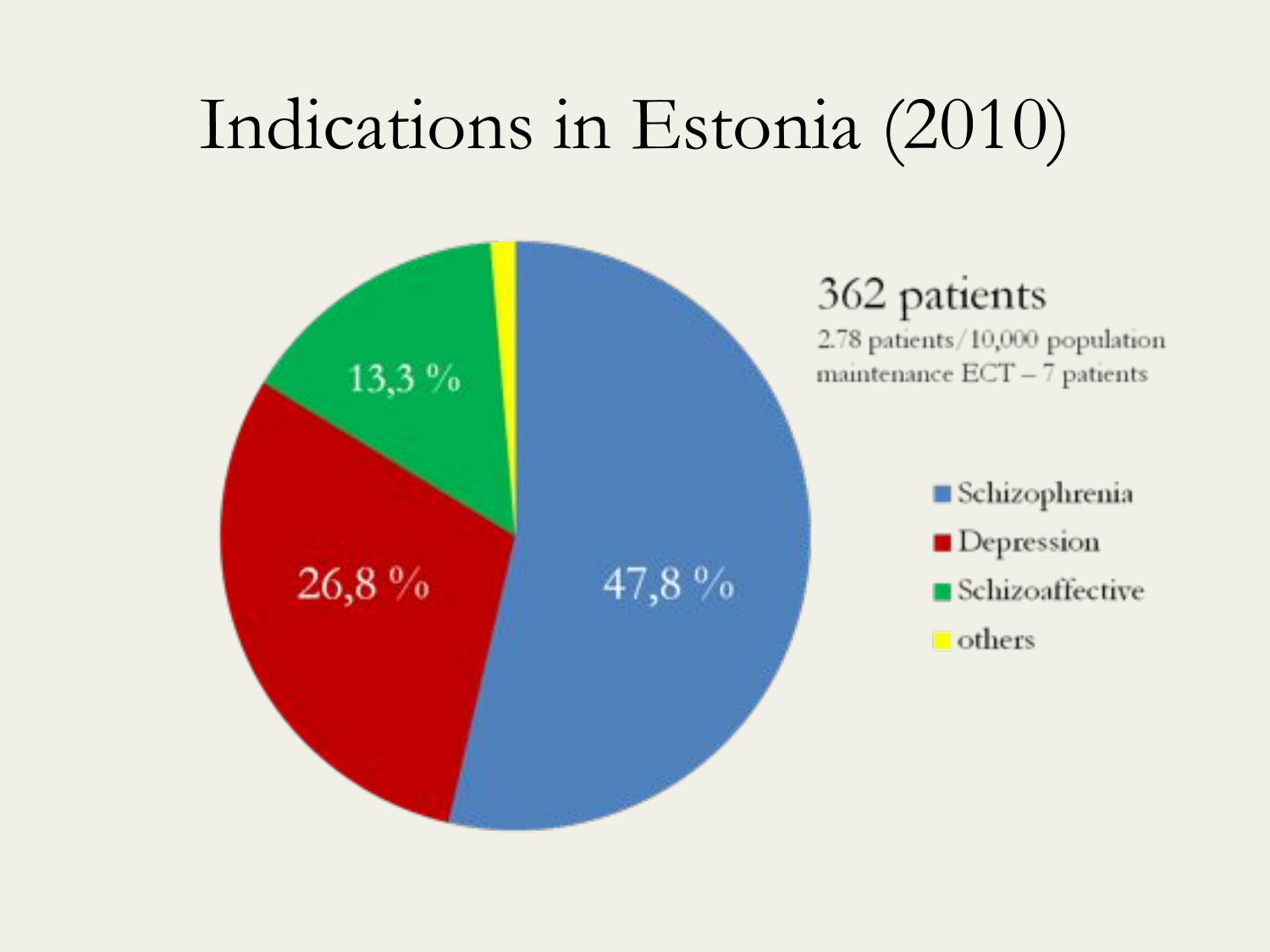# Indications in Estonia (2010)

47,8 %

26,8 %

13,3 %

**362 patients**

2.78 patients/10,000 population

maintenance ECT – 7 patients

- Schizophrenia
- Depression
- Schizoaffective
- others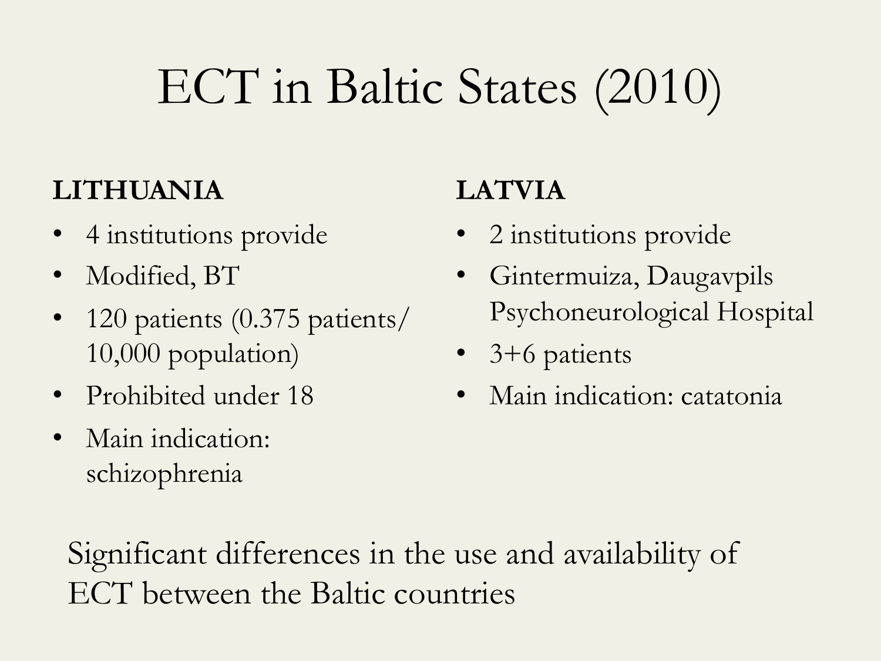# ECT in Baltic States (2010)

**LITHUANIA**

- 4 institutions provide
- Modified, BT
- 120 patients (0.375 patients/ 10,000 population)
- Prohibited under 18
- Main indication: schizophrenia

**LATVIA**

- 2 institutions provide
- Gintermuiza, Daugavpils Psychoneurological Hospital
- 3+6 patients
- Main indication: catatonia

Significant differences in the use and availability of ECT between the Baltic countries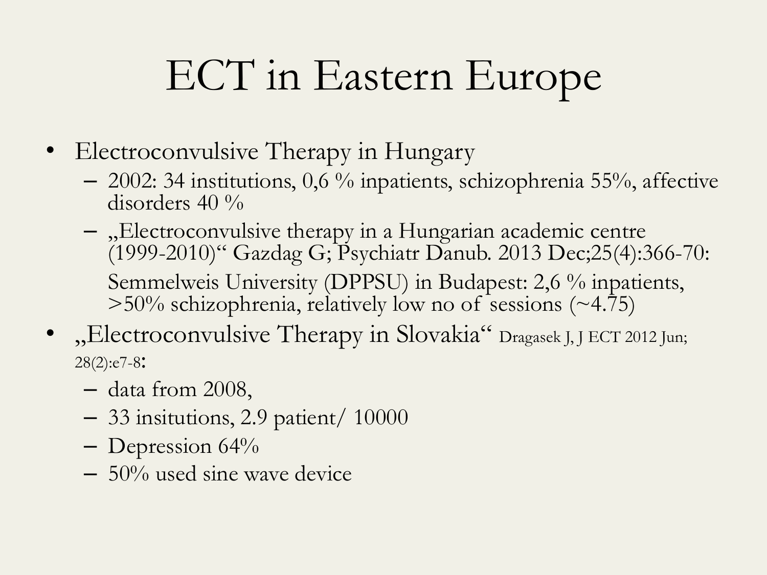# ECT in Eastern Europe

- Electroconvulsive Therapy in Hungary
  - 2002: 34 institutions, 0,6 % inpatients, schizophrenia 55%, affective disorders 40 %
  - „Electroconvulsive therapy in a Hungarian academic centre (1999-2010)“ Gazdag G; Psychiatr Danub. 2013 Dec;25(4):366-70:

    Semmelweis University (DPPSU) in Budapest: 2,6 % inpatients, >50% schizophrenia, relatively low no of sessions (~4.75)
- „Electroconvulsive Therapy in Slovakia“ Dragasek J, J ECT 2012 Jun; 28(2):e7-8:
  - data from 2008,
  - 33 insitutions, 2.9 patient/ 10000
  - Depression 64%
  - 50% used sine wave device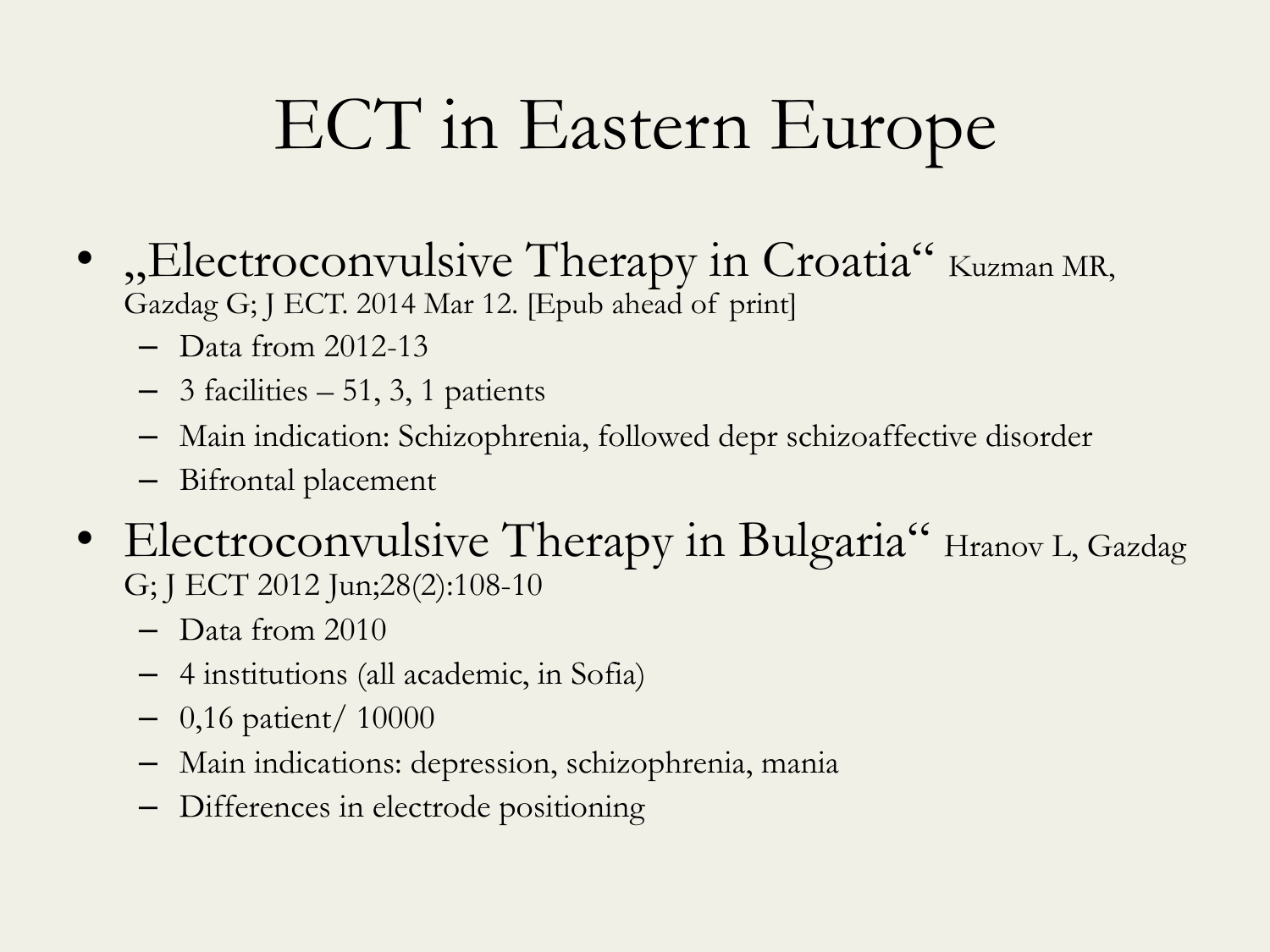# ECT in Eastern Europe

- „Electroconvulsive Therapy in Croatia" Kuzman MR, Gazdag G; J ECT. 2014 Mar 12. [Epub ahead of print]
  - Data from 2012-13
  - 3 facilities – 51, 3, 1 patients
  - Main indication: Schizophrenia, followed depr schizoaffective disorder
  - Bifrontal placement
- Electroconvulsive Therapy in Bulgaria" Hranov L, Gazdag G; J ECT 2012 Jun;28(2):108-10
  - Data from 2010
  - 4 institutions (all academic, in Sofia)
  - 0,16 patient/ 10000
  - Main indications: depression, schizophrenia, mania
  - Differences in electrode positioning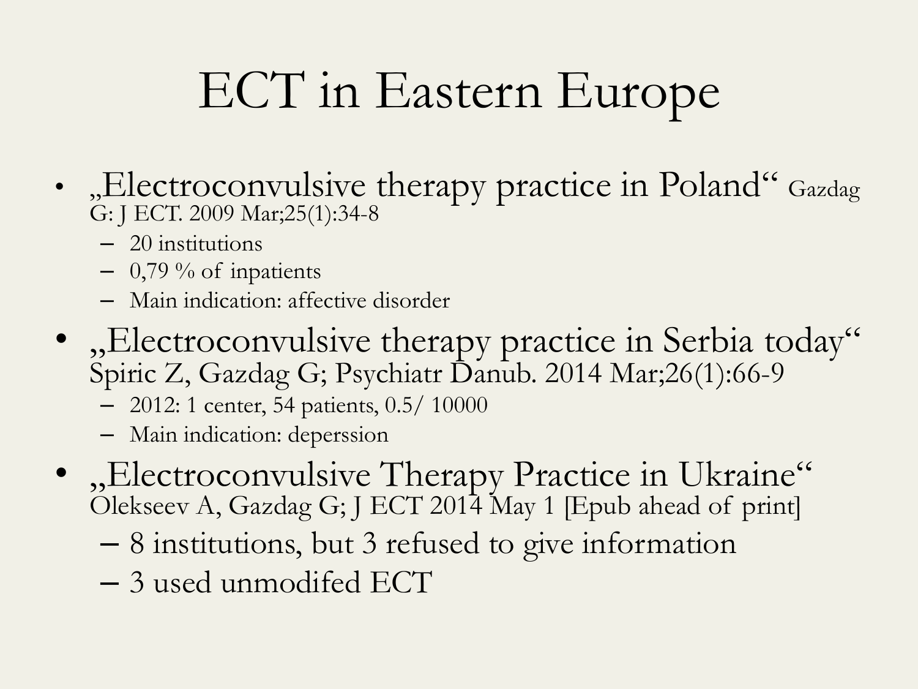# ECT in Eastern Europe

- „Electroconvulsive therapy practice in Poland" Gazdag G: J ECT. 2009 Mar;25(1):34-8
  - 20 institutions
  - 0,79 % of inpatients
  - Main indication: affective disorder
- „Electroconvulsive therapy practice in Serbia today" Spiric Z, Gazdag G; Psychiatr Danub. 2014 Mar;26(1):66-9
  - 2012: 1 center, 54 patients, 0.5/ 10000
  - Main indication: deperssion
- „Electroconvulsive Therapy Practice in Ukraine" Olekseev A, Gazdag G; J ECT 2014 May 1 [Epub ahead of print]
  - 8 institutions, but 3 refused to give information
  - 3 used unmodifed ECT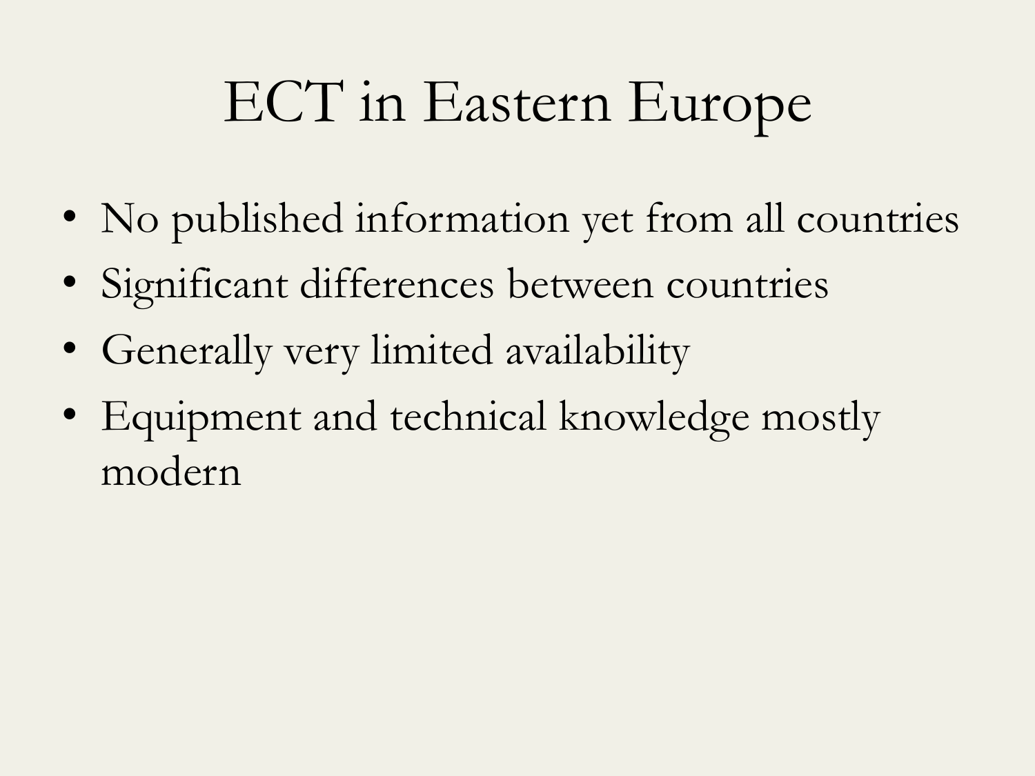# ECT in Eastern Europe

- No published information yet from all countries
- Significant differences between countries
- Generally very limited availability
- Equipment and technical knowledge mostly modern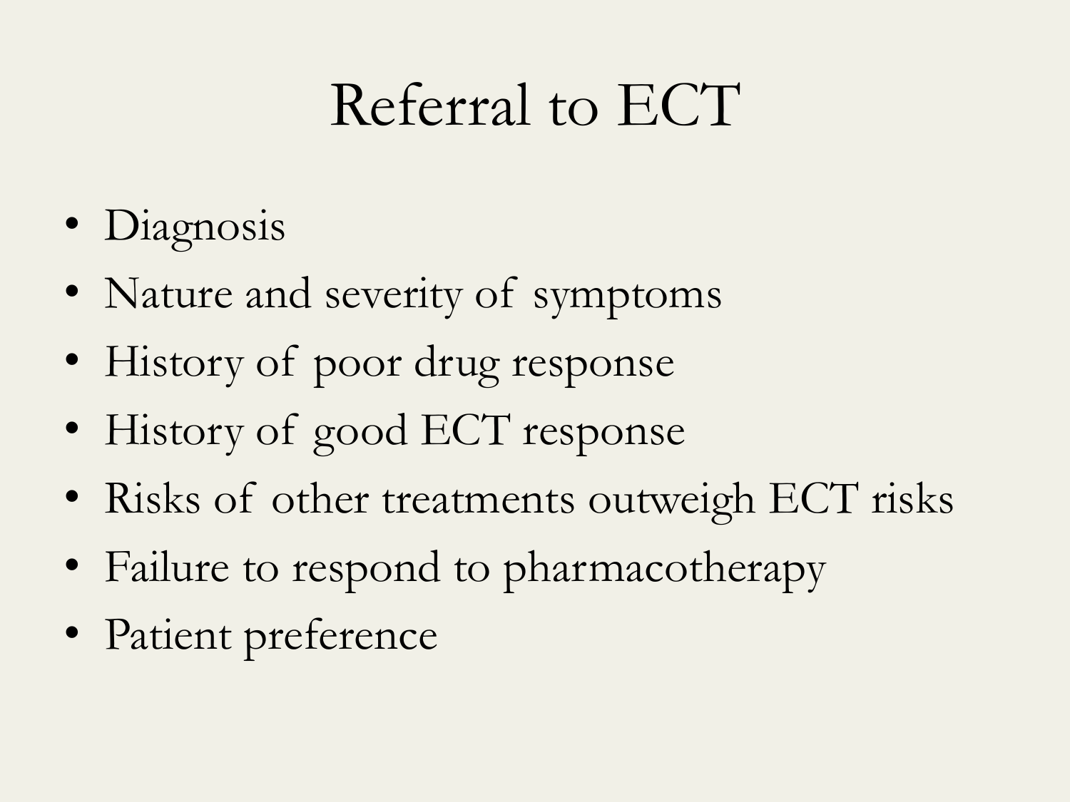# Referral to ECT

- Diagnosis
- Nature and severity of symptoms
- History of poor drug response
- History of good ECT response
- Risks of other treatments outweigh ECT risks
- Failure to respond to pharmacotherapy
- Patient preference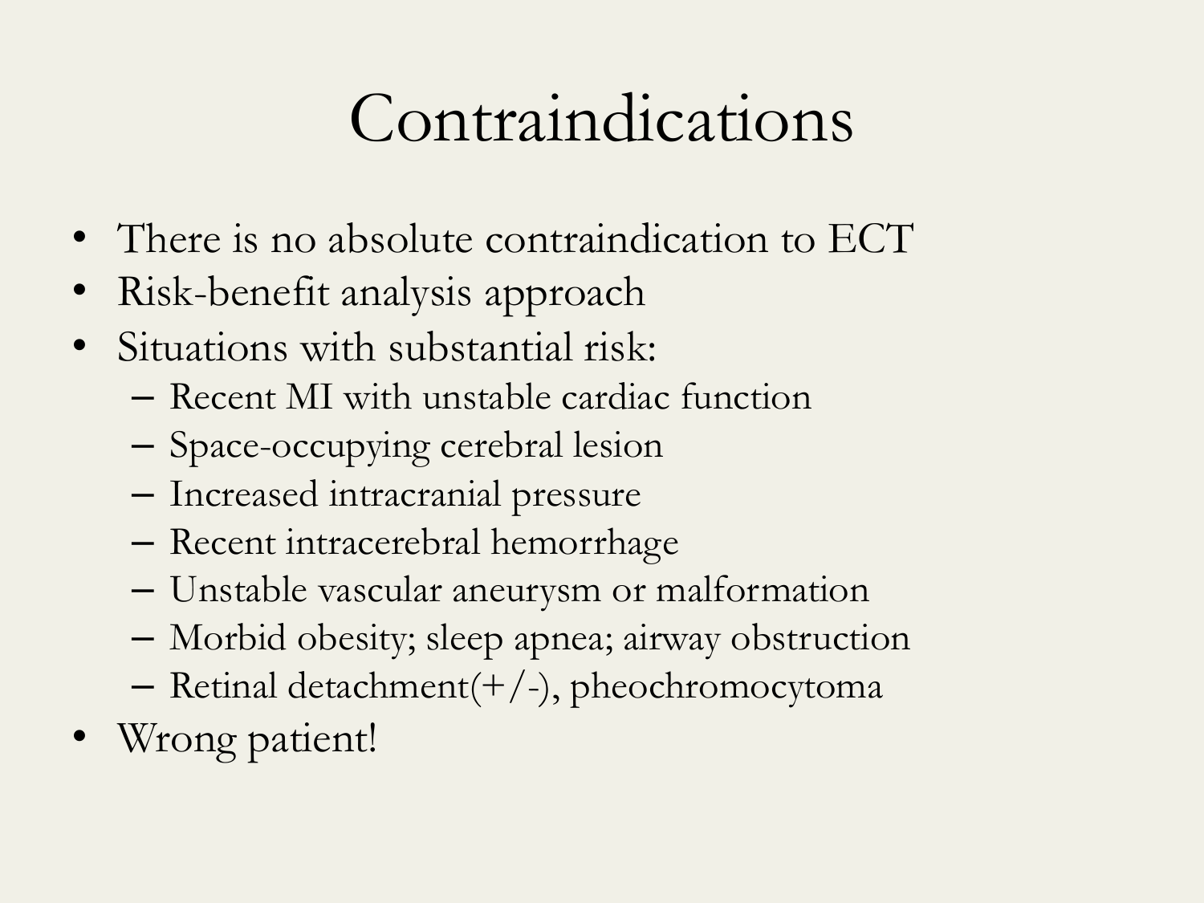# Contraindications

- There is no absolute contraindication to ECT
- Risk-benefit analysis approach
- Situations with substantial risk:
  - Recent MI with unstable cardiac function
  - Space-occupying cerebral lesion
  - Increased intracranial pressure
  - Recent intracerebral hemorrhage
  - Unstable vascular aneurysm or malformation
  - Morbid obesity; sleep apnea; airway obstruction
  - Retinal detachment(+/-), pheochromocytoma
- Wrong patient!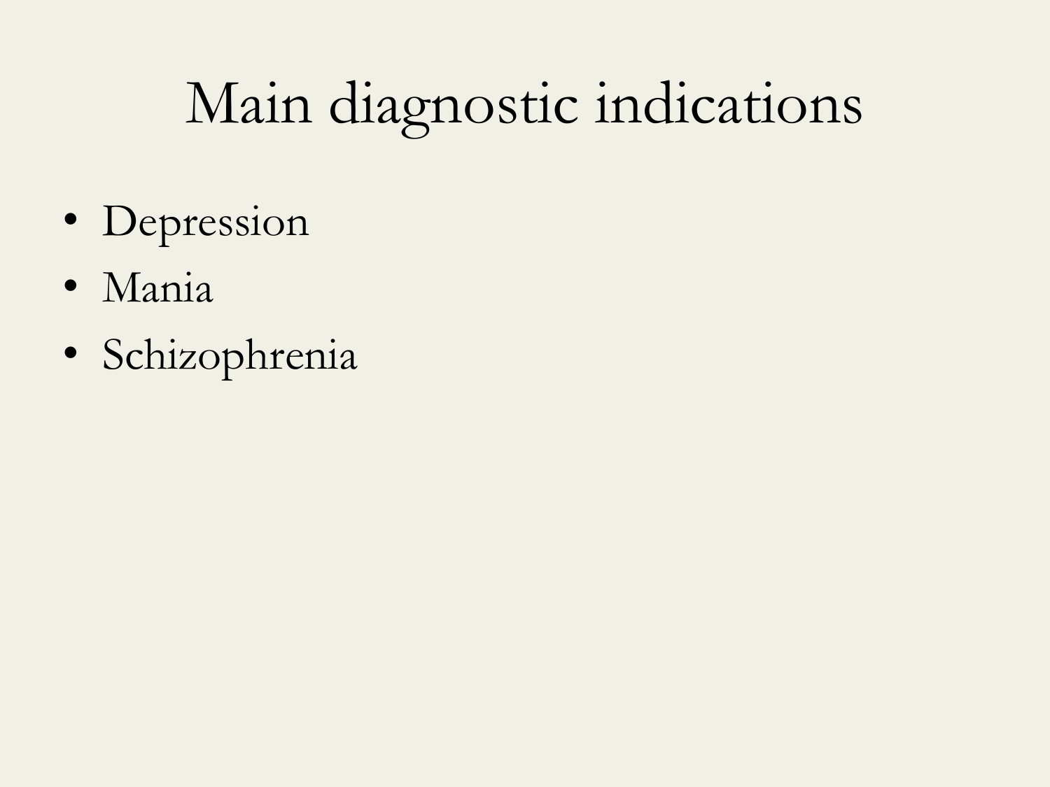# Main diagnostic indications

- Depression
- Mania
- Schizophrenia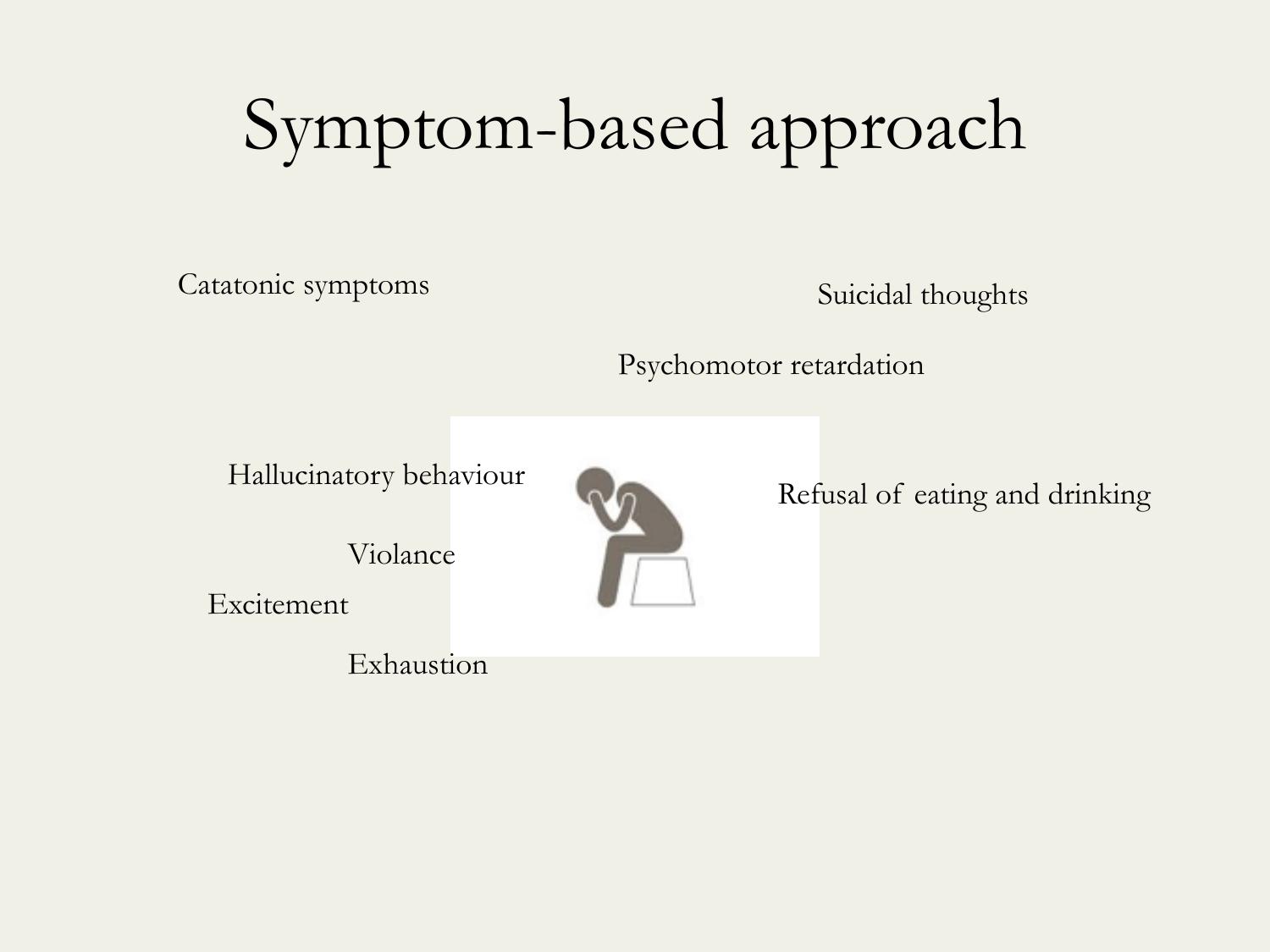# Symptom-based approach

Catatonic symptoms

Suicidal thoughts

Psychomotor retardation

Hallucinatory behaviour

Refusal of eating and drinking

Violance

Excitement

Exhaustion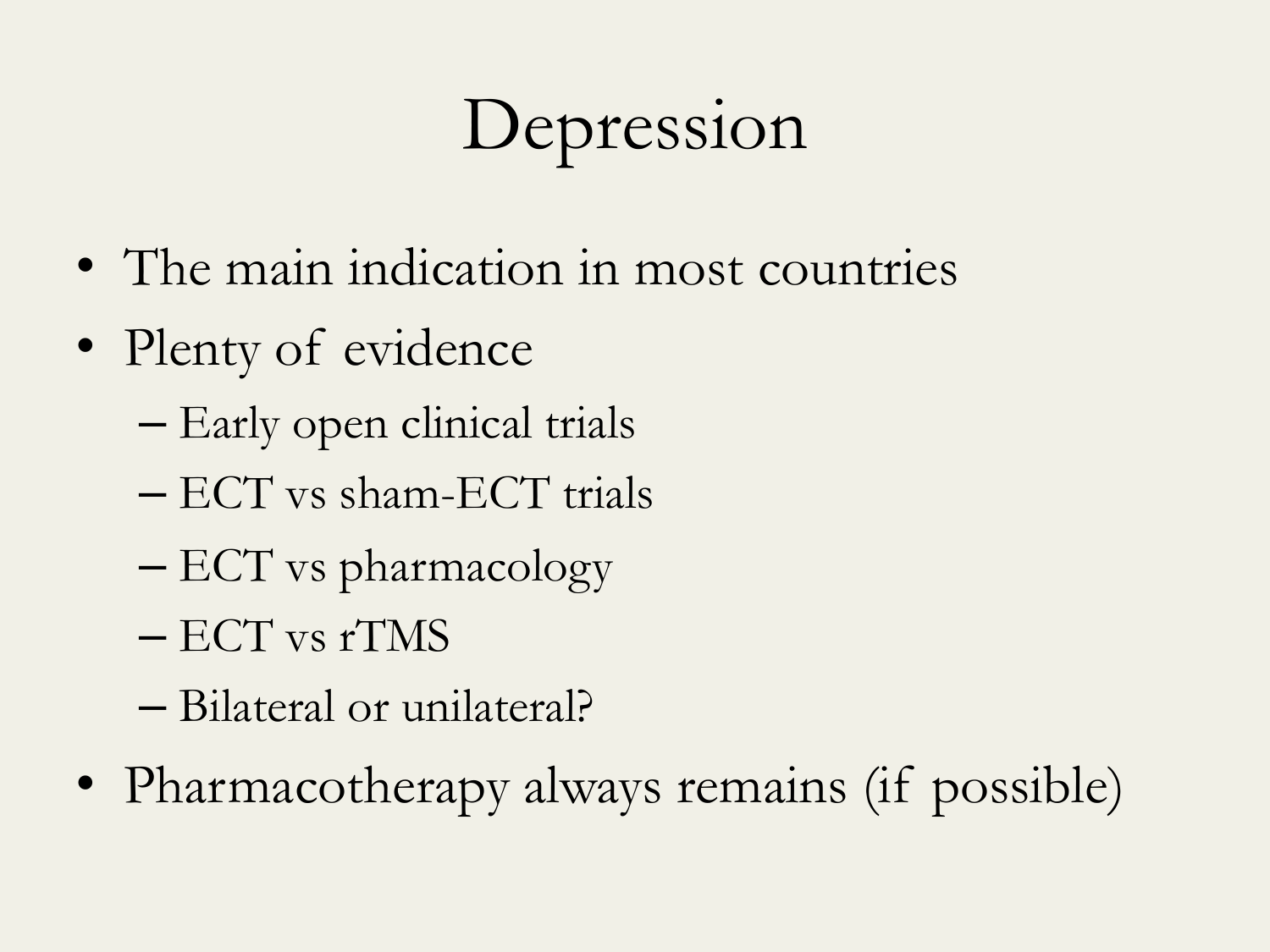# Depression

- The main indication in most countries
- Plenty of evidence
  - Early open clinical trials
  - ECT vs sham-ECT trials
  - ECT vs pharmacology
  - ECT vs rTMS
  - Bilateral or unilateral?
- Pharmacotherapy always remains (if possible)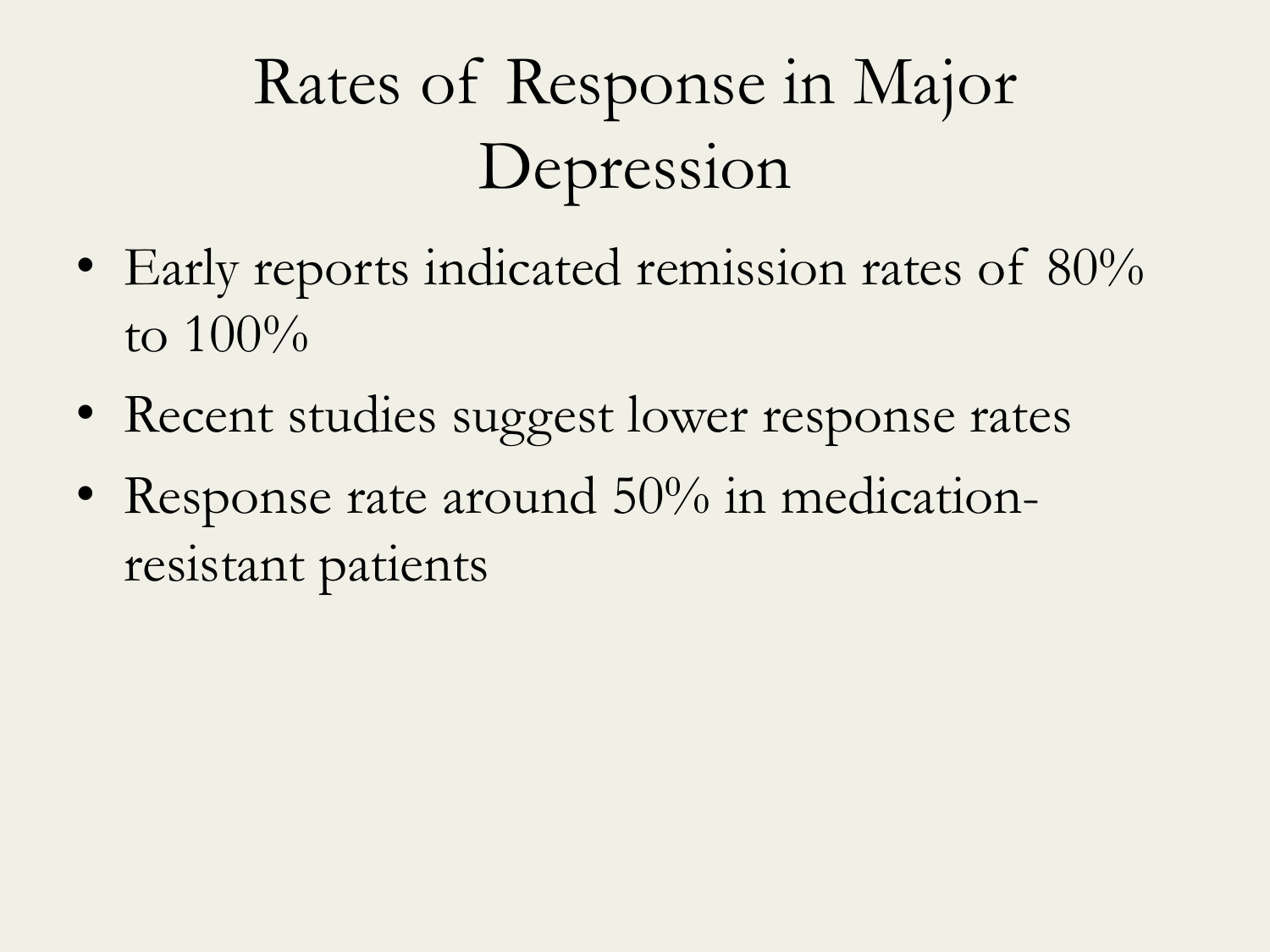# Rates of Response in Major Depression

- Early reports indicated remission rates of 80% to 100%
- Recent studies suggest lower response rates
- Response rate around 50% in medication-resistant patients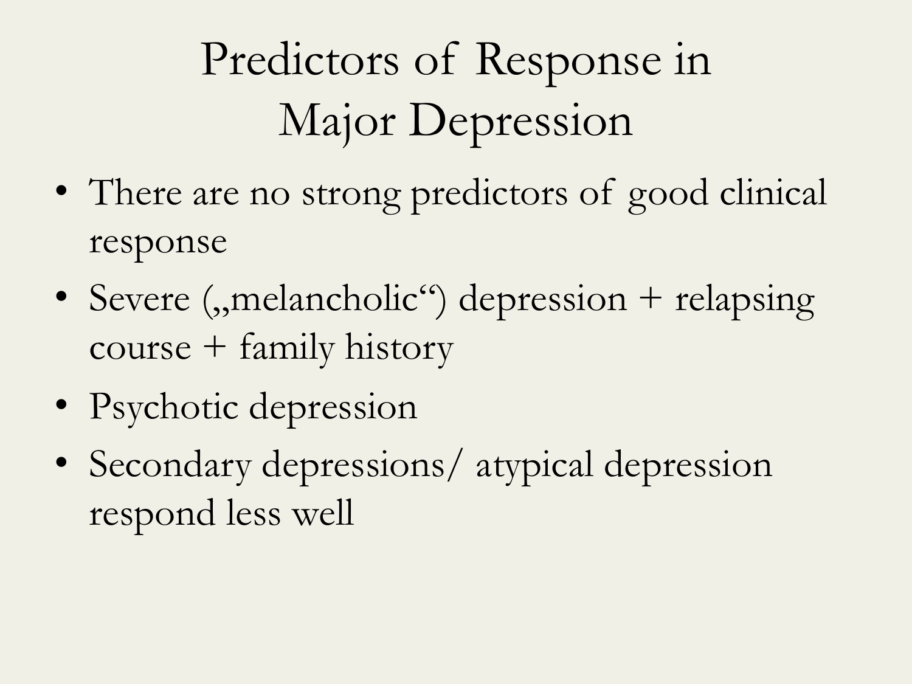# Predictors of Response in Major Depression

- There are no strong predictors of good clinical response
- Severe („melancholic“) depression + relapsing course + family history
- Psychotic depression
- Secondary depressions/ atypical depression respond less well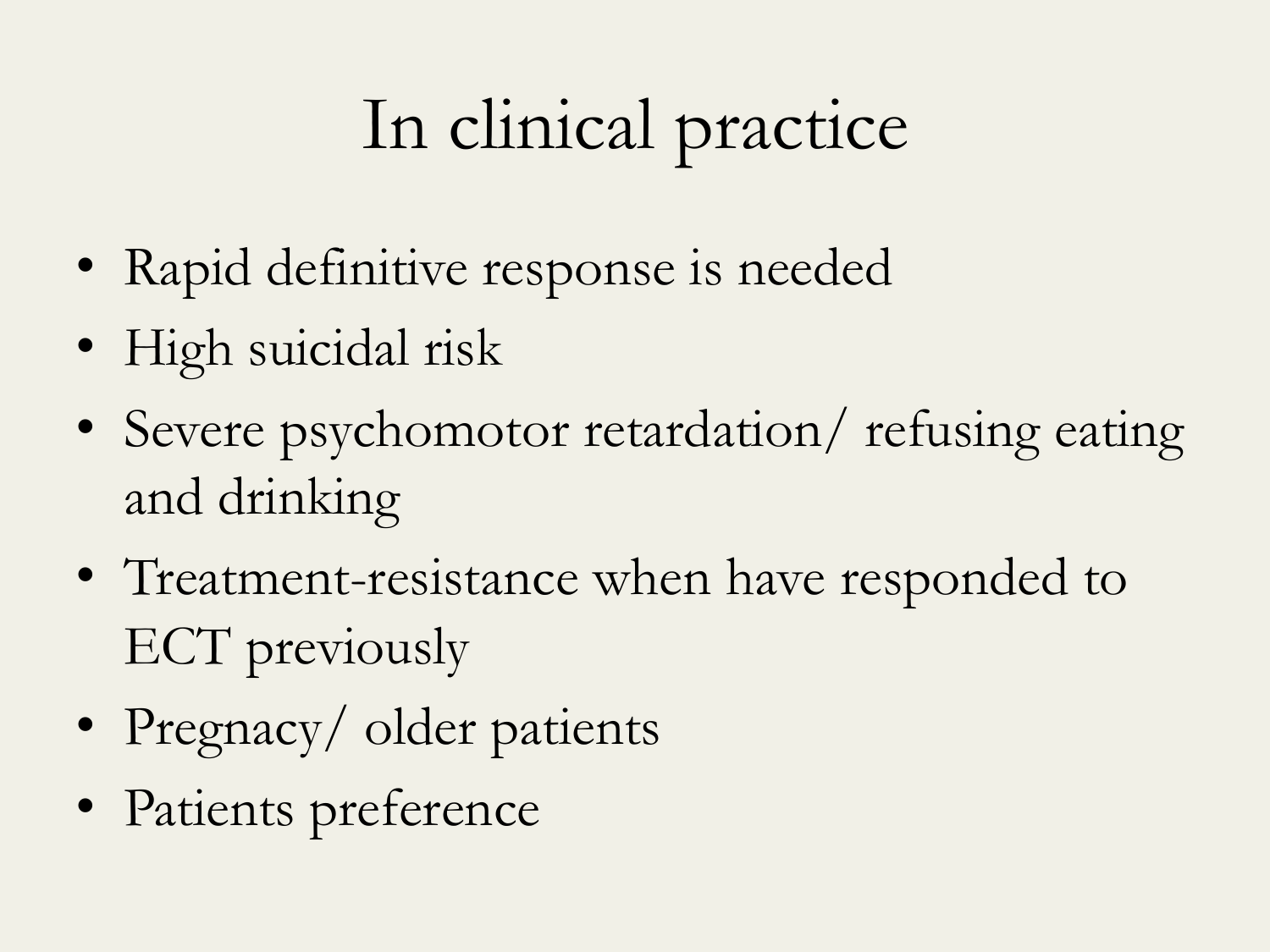# In clinical practice

- Rapid definitive response is needed
- High suicidal risk
- Severe psychomotor retardation/ refusing eating and drinking
- Treatment-resistance when have responded to ECT previously
- Pregnacy/ older patients
- Patients preference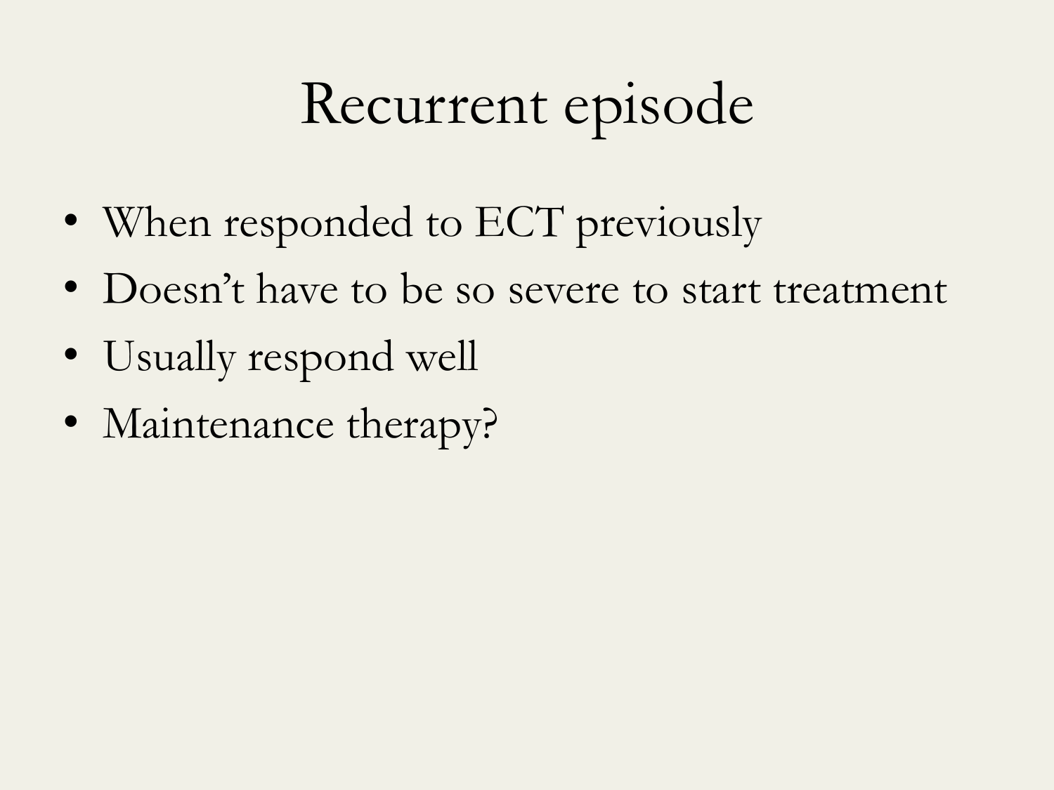# Recurrent episode

- When responded to ECT previously
- Doesn't have to be so severe to start treatment
- Usually respond well
- Maintenance therapy?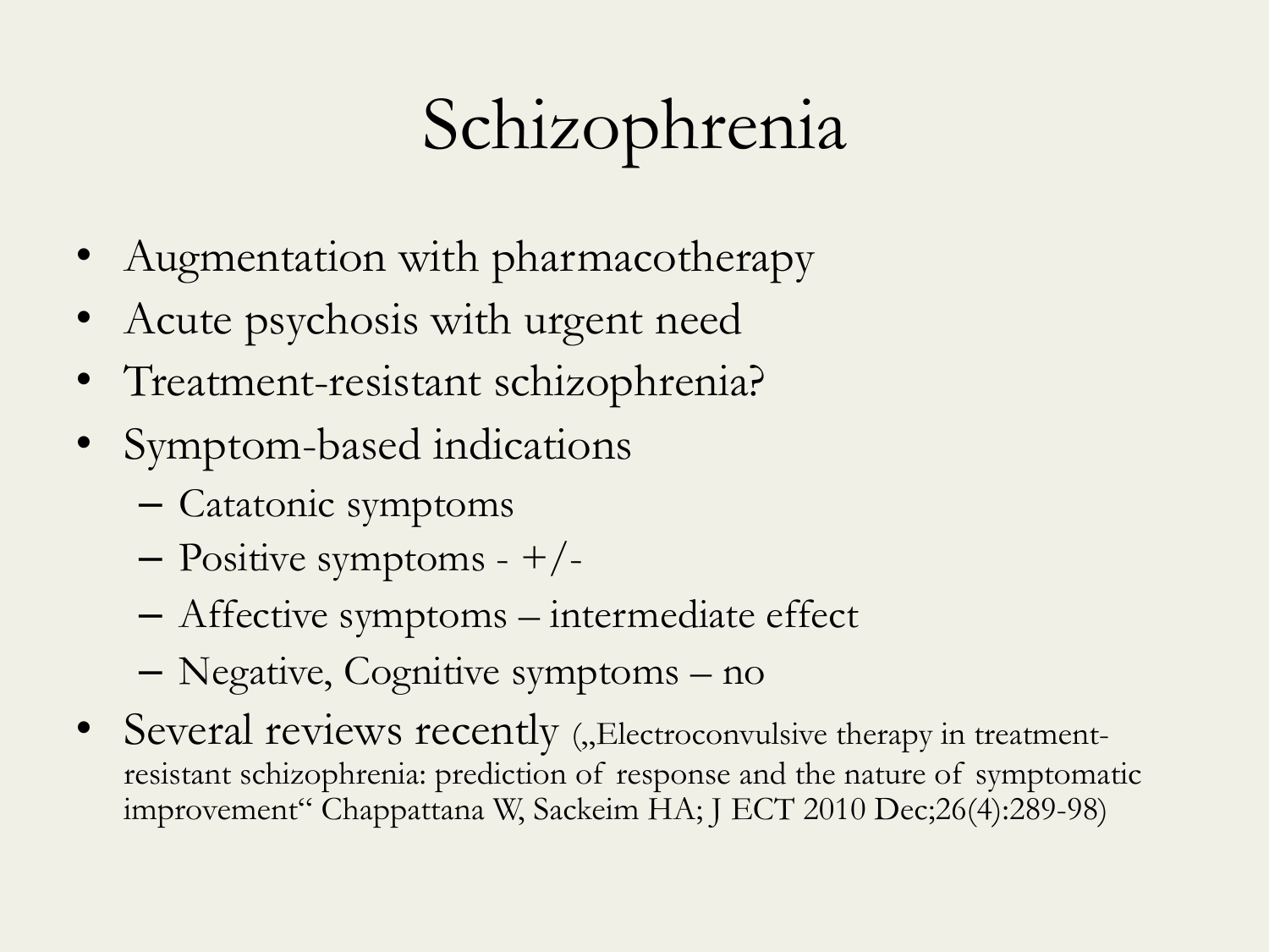# Schizophrenia

- Augmentation with pharmacotherapy
- Acute psychosis with urgent need
- Treatment-resistant schizophrenia?
- Symptom-based indications
  - Catatonic symptoms
  - Positive symptoms - +/-
  - Affective symptoms – intermediate effect
  - Negative, Cognitive symptoms – no
- Several reviews recently („Electroconvulsive therapy in treatment-resistant schizophrenia: prediction of response and the nature of symptomatic improvement“ Chappattana W, Sackeim HA; J ECT 2010 Dec;26(4):289-98)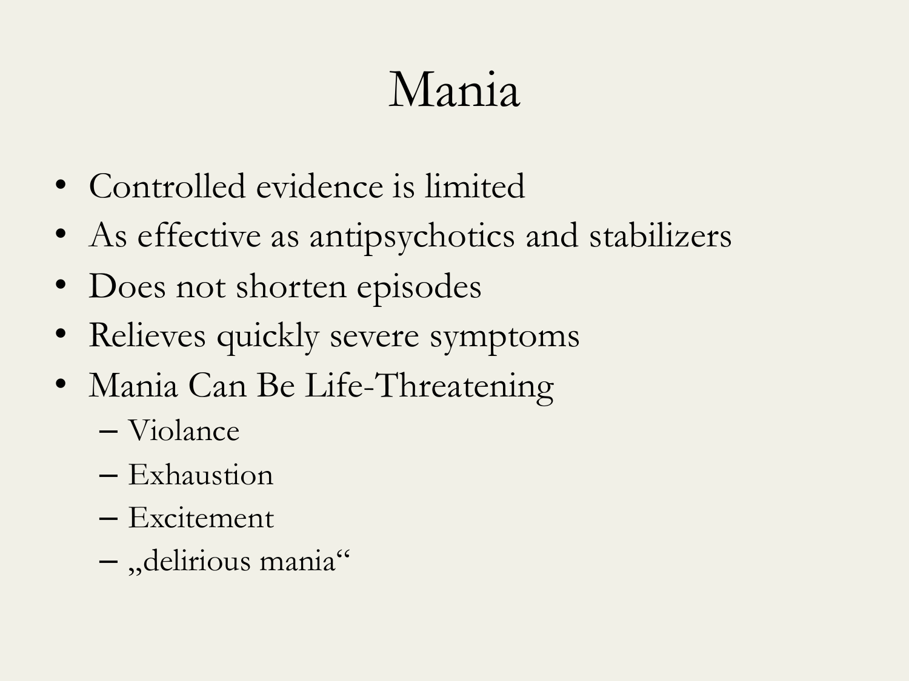# Mania

- Controlled evidence is limited
- As effective as antipsychotics and stabilizers
- Does not shorten episodes
- Relieves quickly severe symptoms
- Mania Can Be Life-Threatening
  - Violance
  - Exhaustion
  - Excitement
  - „delirious mania“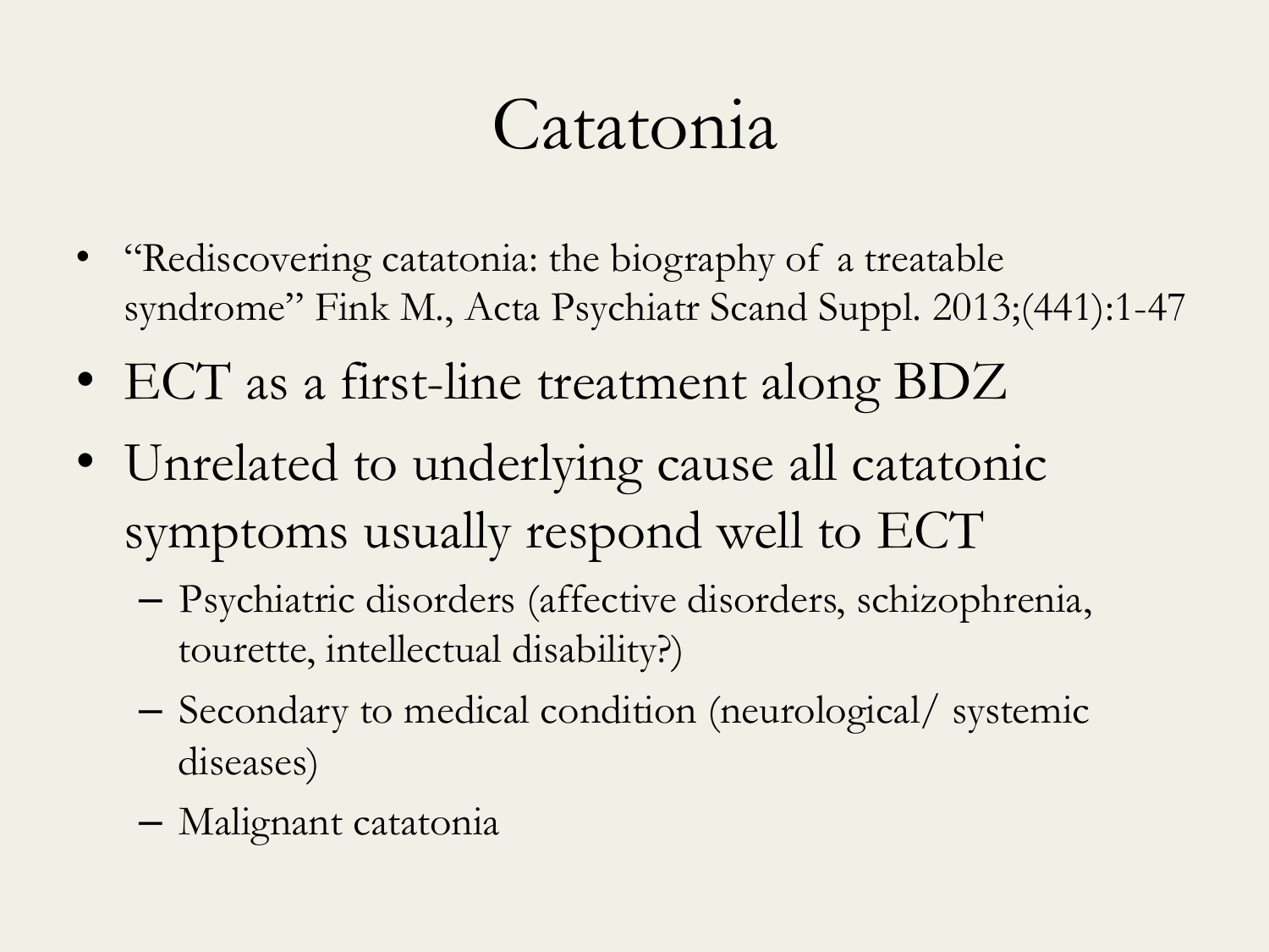# Catatonia

- "Rediscovering catatonia: the biography of a treatable syndrome" Fink M., Acta Psychiatr Scand Suppl. 2013;(441):1-47
- ECT as a first-line treatment along BDZ
- Unrelated to underlying cause all catatonic symptoms usually respond well to ECT
  - Psychiatric disorders (affective disorders, schizophrenia, tourette, intellectual disability?)
  - Secondary to medical condition (neurological/ systemic diseases)
  - Malignant catatonia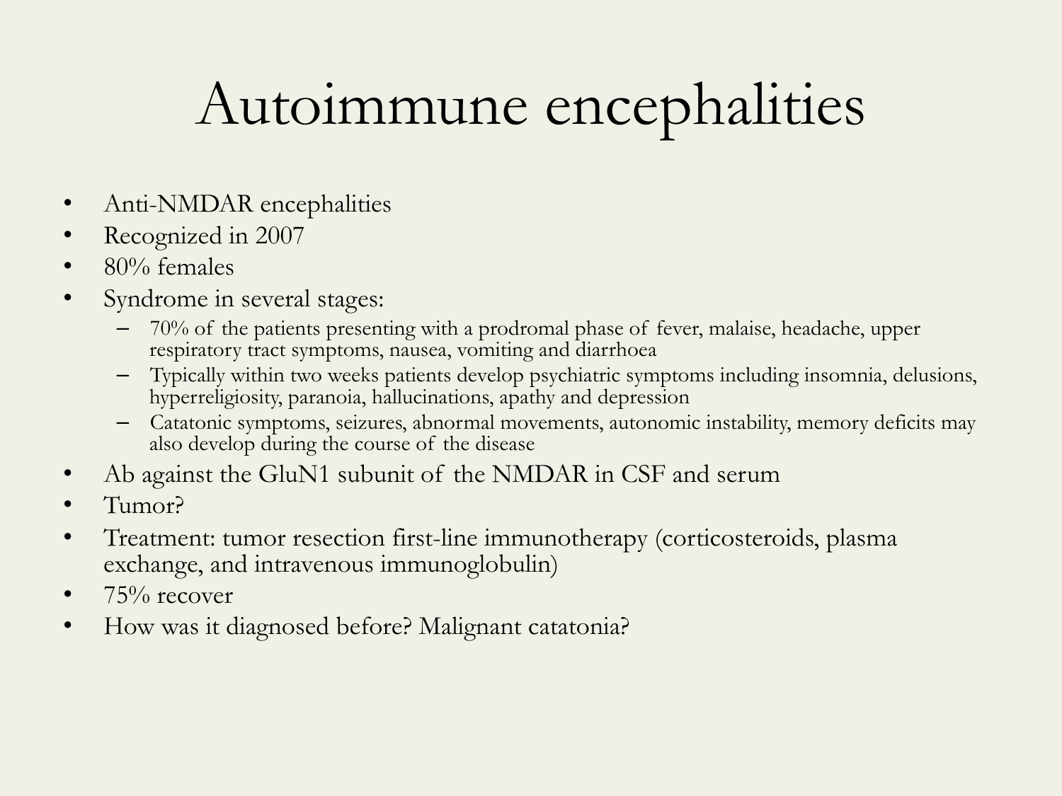# Autoimmune encephalities

- Anti-NMDAR encephalities
- Recognized in 2007
- 80% females
- Syndrome in several stages:
  - 70% of the patients presenting with a prodromal phase of fever, malaise, headache, upper respiratory tract symptoms, nausea, vomiting and diarrhoea
  - Typically within two weeks patients develop psychiatric symptoms including insomnia, delusions, hyperreligiosity, paranoia, hallucinations, apathy and depression
  - Catatonic symptoms, seizures, abnormal movements, autonomic instability, memory deficits may also develop during the course of the disease
- Ab against the GluN1 subunit of the NMDAR in CSF and serum
- Tumor?
- Treatment: tumor resection first-line immunotherapy (corticosteroids, plasma exchange, and intravenous immunoglobulin)
- 75% recover
- How was it diagnosed before? Malignant catatonia?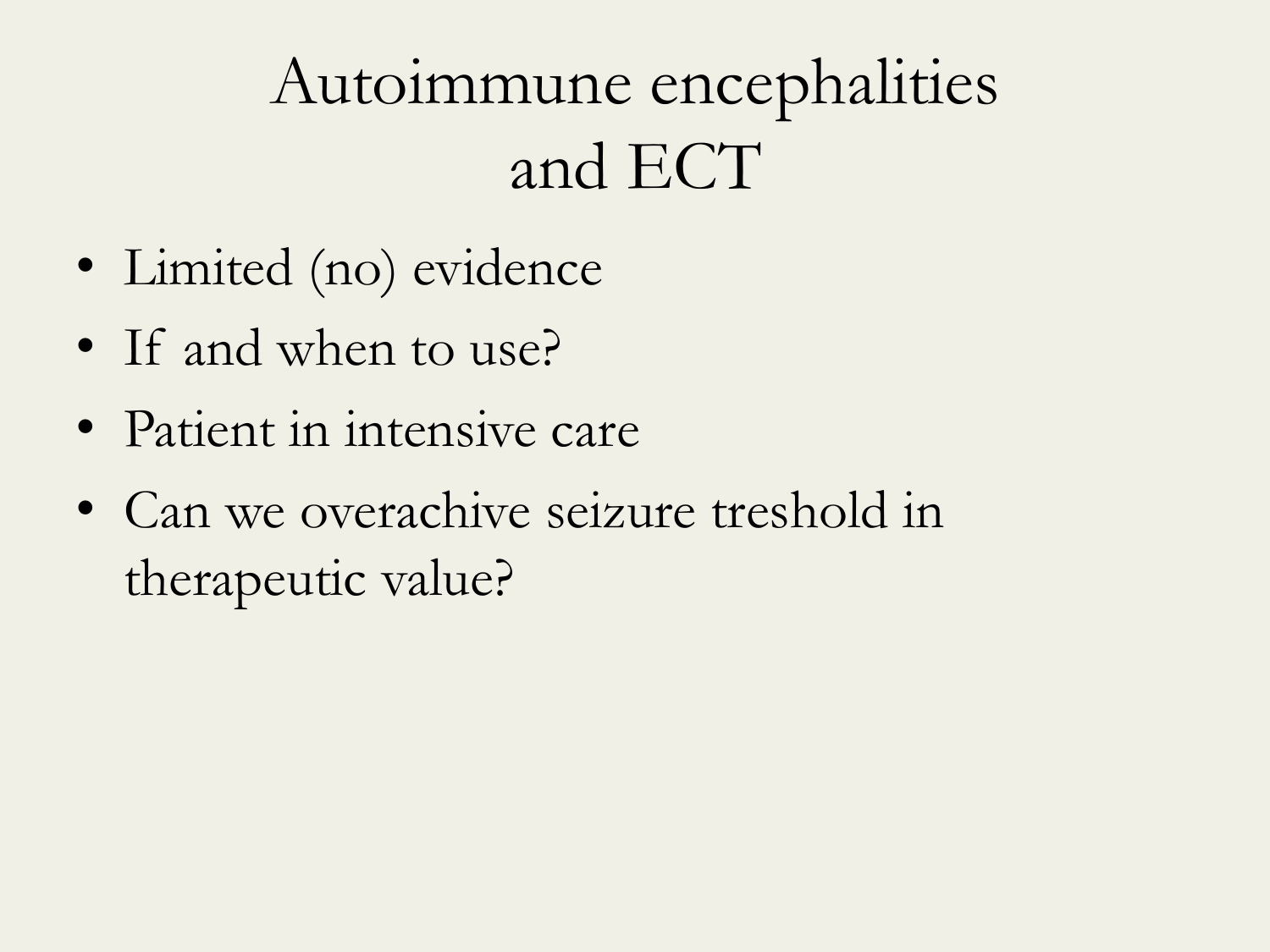# Autoimmune encephalities and ECT

- Limited (no) evidence
- If and when to use?
- Patient in intensive care
- Can we overachive seizure treshold in therapeutic value?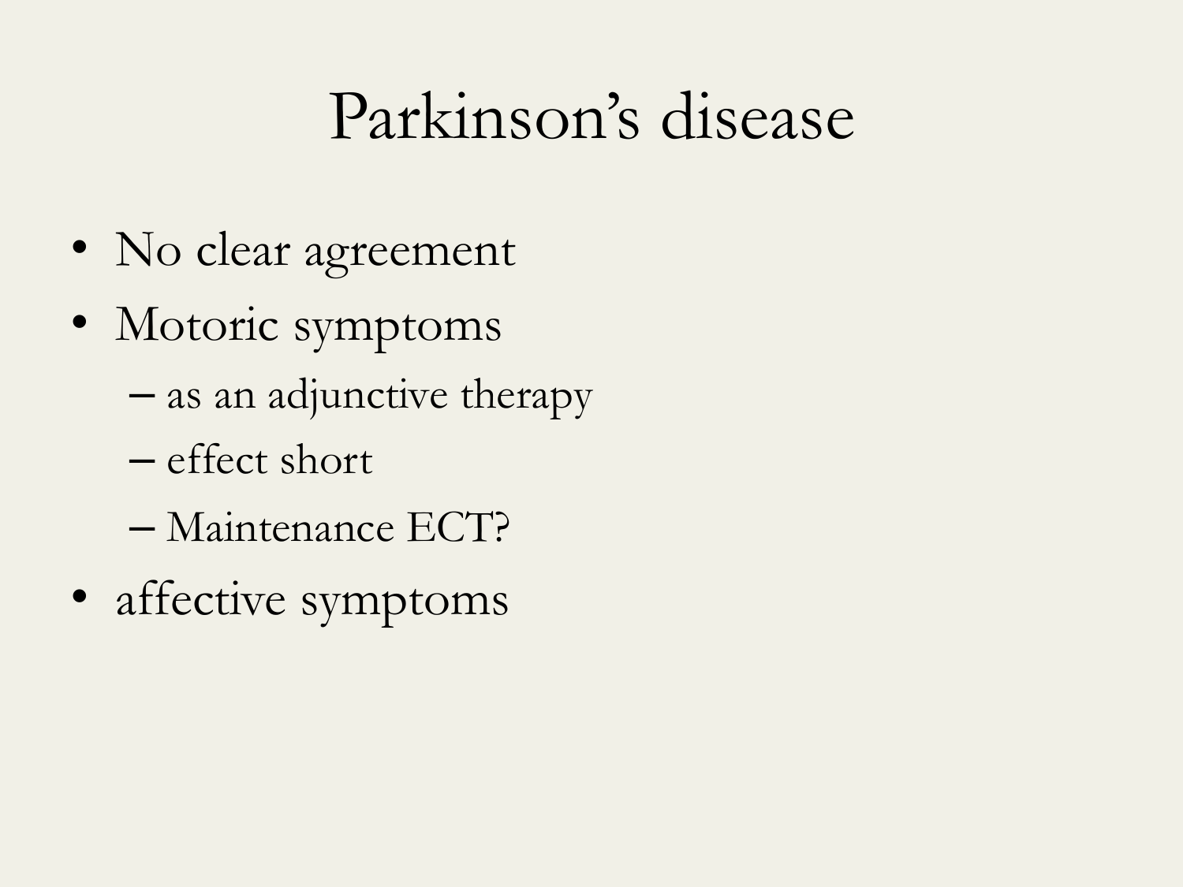# Parkinson's disease

- No clear agreement
- Motoric symptoms
  - as an adjunctive therapy
  - effect short
  - Maintenance ECT?
- affective symptoms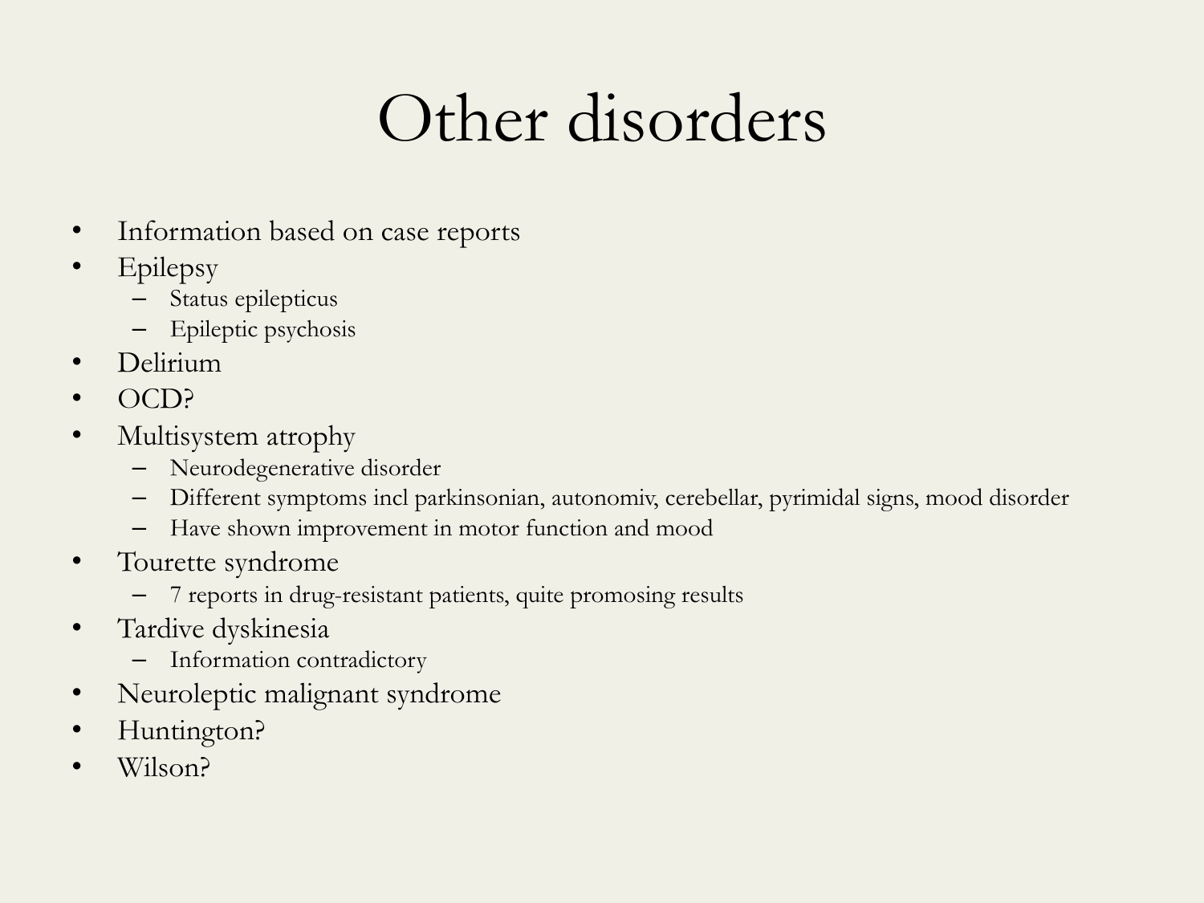# Other disorders

- Information based on case reports
- Epilepsy
  - Status epilepticus
  - Epileptic psychosis
- Delirium
- OCD?
- Multisystem atrophy
  - Neurodegenerative disorder
  - Different symptoms incl parkinsonian, autonomiv, cerebellar, pyrimidal signs, mood disorder
  - Have shown improvement in motor function and mood
- Tourette syndrome
  - 7 reports in drug-resistant patients, quite promosing results
- Tardive dyskinesia
  - Information contradictory
- Neuroleptic malignant syndrome
- Huntington?
- Wilson?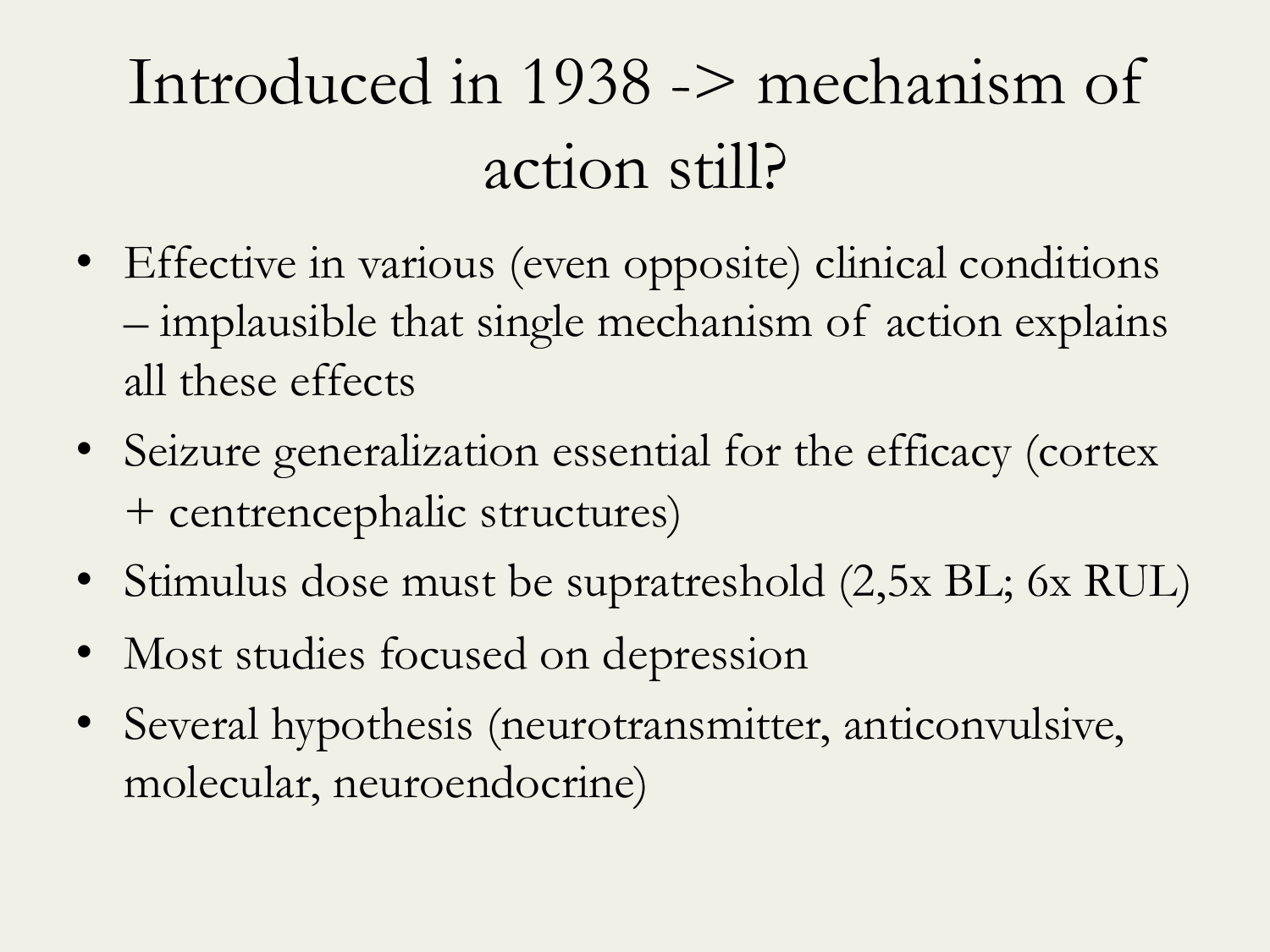# Introduced in 1938 -> mechanism of action still?

- Effective in various (even opposite) clinical conditions – implausible that single mechanism of action explains all these effects
- Seizure generalization essential for the efficacy (cortex + centrencephalic structures)
- Stimulus dose must be supratreshold (2,5x BL; 6x RUL)
- Most studies focused on depression
- Several hypothesis (neurotransmitter, anticonvulsive, molecular, neuroendocrine)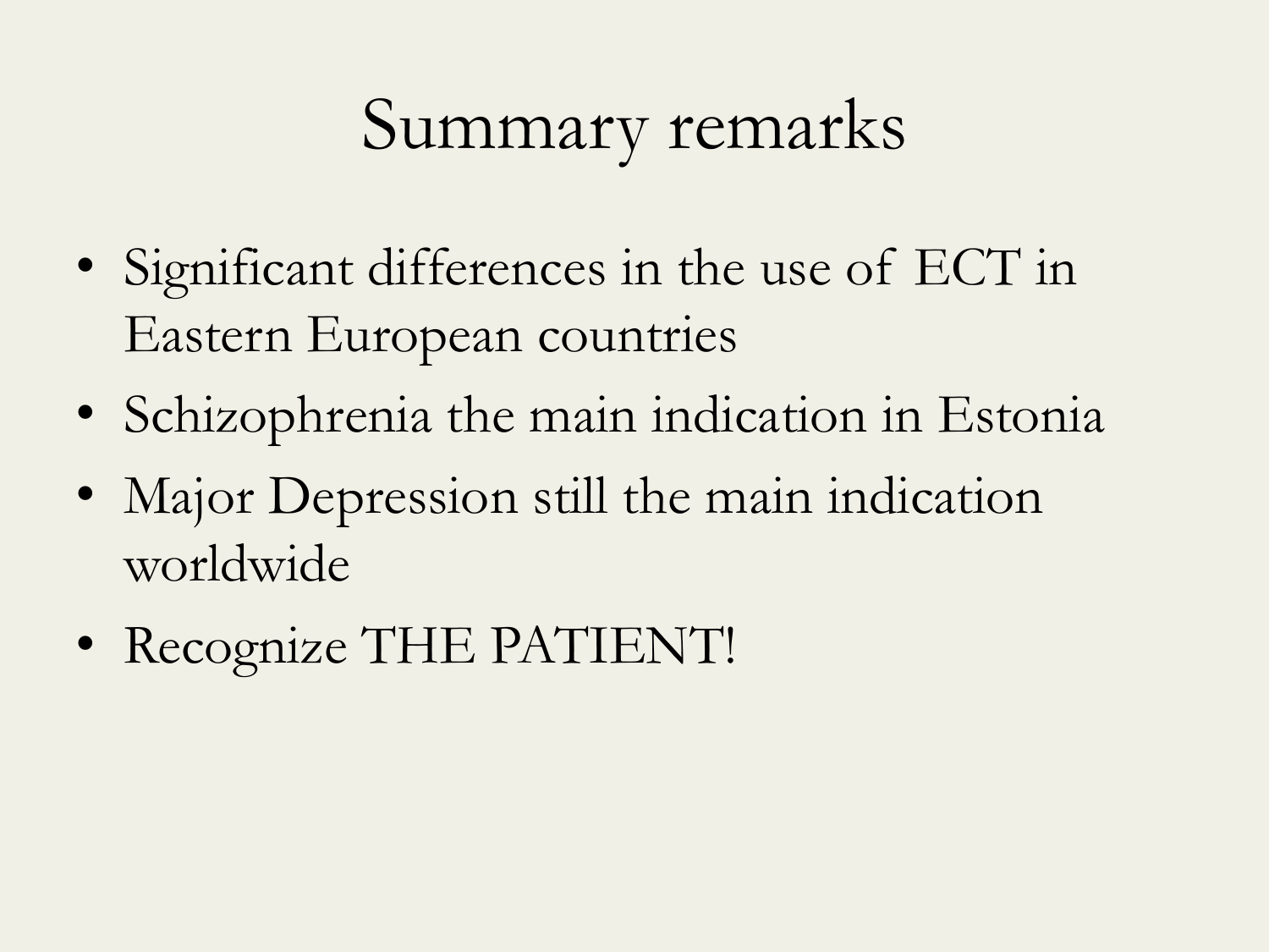# Summary remarks

- Significant differences in the use of ECT in Eastern European countries
- Schizophrenia the main indication in Estonia
- Major Depression still the main indication worldwide
- Recognize THE PATIENT!